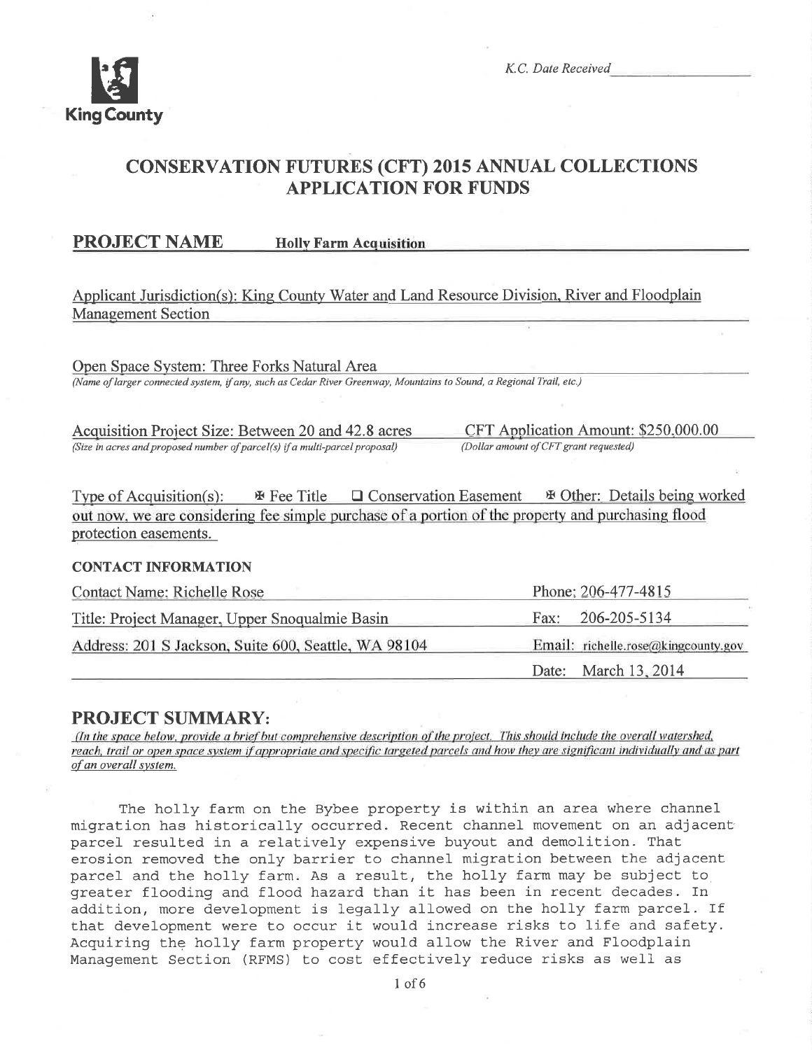King County

K.C. Date Received\_\_\_\_\_\_\_\_\_\_\_\_\_\_\_\_

# CONSERVATION FUTURES (CFT) 2015 ANNUAL COLLECTIONS APPLICATION FOR FUNDS

## PROJECT NAME Holly Farm Acquisition

Applicant Jurisdiction(s): King County Water and Land Resource Division, River and Floodplain Management Section

Open Space System: Three Forks Natural Area
*(Name of larger connected system, if any, such as Cedar River Greenway, Mountains to Sound, a Regional Trail, etc.)*

Acquisition Project Size: Between 20 and 42.8 acres
*(Size in acres and proposed number of parcel(s) if a multi-parcel proposal)*

CFT Application Amount: $250,000.00
*(Dollar amount of CFT grant requested)*

Type of Acquisition(s): ☒ Fee Title ☐ Conservation Easement ☒ Other: Details being worked out now, we are considering fee simple purchase of a portion of the property and purchasing flood protection easements.

### CONTACT INFORMATION

| | |
|---|---|
| Contact Name: Richelle Rose | Phone: 206-477-4815 |
| Title: Project Manager, Upper Snoqualmie Basin | Fax: 206-205-5134 |
| Address: 201 S Jackson, Suite 600, Seattle, WA 98104 | Email: richelle.rose@kingcounty.gov |
| | Date: March 13, 2014 |

## PROJECT SUMMARY:

*(In the space below, provide a brief but comprehensive description of the project. This should include the overall watershed, reach, trail or open space system if appropriate and specific targeted parcels and how they are significant individually and as part of an overall system.*

The holly farm on the Bybee property is within an area where channel migration has historically occurred. Recent channel movement on an adjacent parcel resulted in a relatively expensive buyout and demolition. That erosion removed the only barrier to channel migration between the adjacent parcel and the holly farm. As a result, the holly farm may be subject to greater flooding and flood hazard than it has been in recent decades. In addition, more development is legally allowed on the holly farm parcel. If that development were to occur it would increase risks to life and safety. Acquiring the holly farm property would allow the River and Floodplain Management Section (RFMS) to cost effectively reduce risks as well as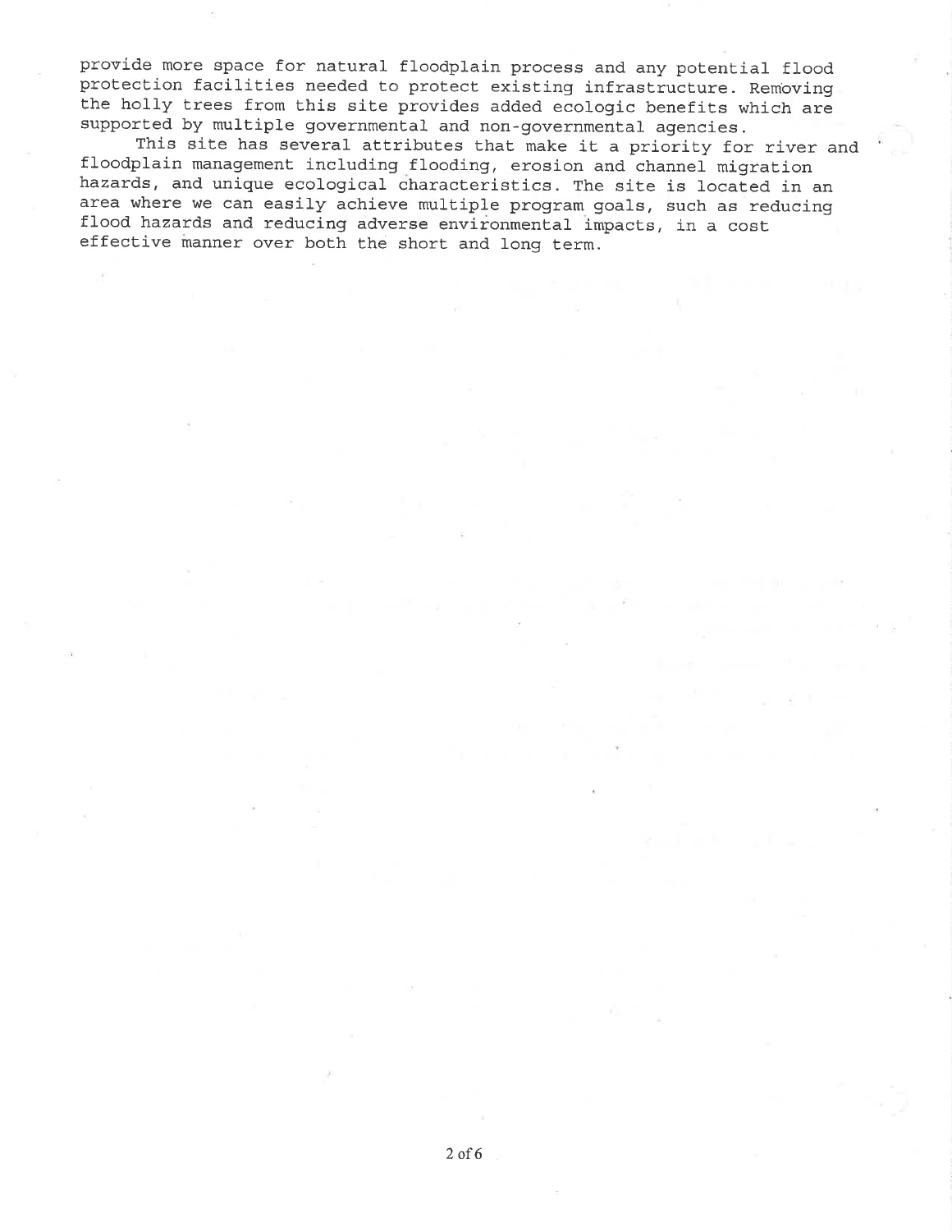provide more space for natural floodplain process and any potential flood protection facilities needed to protect existing infrastructure. Removing the holly trees from this site provides added ecologic benefits which are supported by multiple governmental and non-governmental agencies.

This site has several attributes that make it a priority for river and floodplain management including flooding, erosion and channel migration hazards, and unique ecological characteristics. The site is located in an area where we can easily achieve multiple program goals, such as reducing flood hazards and reducing adverse environmental impacts, in a cost effective manner over both the short and long term.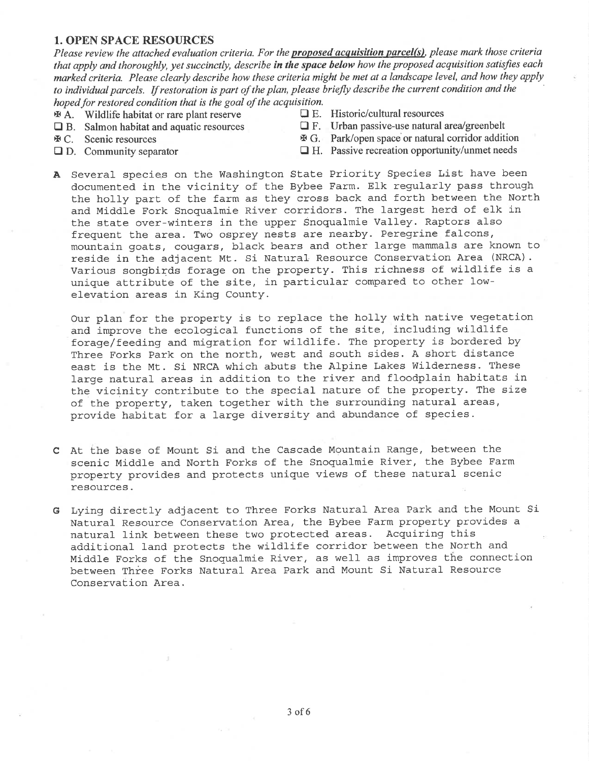## 1. OPEN SPACE RESOURCES

*Please review the attached evaluation criteria. For the* ***proposed acquisition parcel(s)****, please mark those criteria that apply and thoroughly, yet succinctly, describe* ***in the space below*** *how the proposed acquisition satisfies each marked criteria. Please clearly describe how these criteria might be met at a landscape level, and how they apply to individual parcels. If restoration is part of the plan, please briefly describe the current condition and the hoped for restored condition that is the goal of the acquisition.*

- ☒ A. Wildlife habitat or rare plant reserve
- ☐ B. Salmon habitat and aquatic resources
- ☒ C. Scenic resources
- ☐ D. Community separator
- ☐ E. Historic/cultural resources
- ☐ F. Urban passive-use natural area/greenbelt
- ☒ G. Park/open space or natural corridor addition
- ☐ H. Passive recreation opportunity/unmet needs

**A** Several species on the Washington State Priority Species List have been documented in the vicinity of the Bybee Farm. Elk regularly pass through the holly part of the farm as they cross back and forth between the North and Middle Fork Snoqualmie River corridors. The largest herd of elk in the state over-winters in the upper Snoqualmie Valley. Raptors also frequent the area. Two osprey nests are nearby. Peregrine falcons, mountain goats, cougars, black bears and other large mammals are known to reside in the adjacent Mt. Si Natural Resource Conservation Area (NRCA). Various songbirds forage on the property. This richness of wildlife is a unique attribute of the site, in particular compared to other low-elevation areas in King County.

Our plan for the property is to replace the holly with native vegetation and improve the ecological functions of the site, including wildlife forage/feeding and migration for wildlife. The property is bordered by Three Forks Park on the north, west and south sides. A short distance east is the Mt. Si NRCA which abuts the Alpine Lakes Wilderness. These large natural areas in addition to the river and floodplain habitats in the vicinity contribute to the special nature of the property. The size of the property, taken together with the surrounding natural areas, provide habitat for a large diversity and abundance of species.

**C** At the base of Mount Si and the Cascade Mountain Range, between the scenic Middle and North Forks of the Snoqualmie River, the Bybee Farm property provides and protects unique views of these natural scenic resources.

**G** Lying directly adjacent to Three Forks Natural Area Park and the Mount Si Natural Resource Conservation Area, the Bybee Farm property provides a natural link between these two protected areas. Acquiring this additional land protects the wildlife corridor between the North and Middle Forks of the Snoqualmie River, as well as improves the connection between Three Forks Natural Area Park and Mount Si Natural Resource Conservation Area.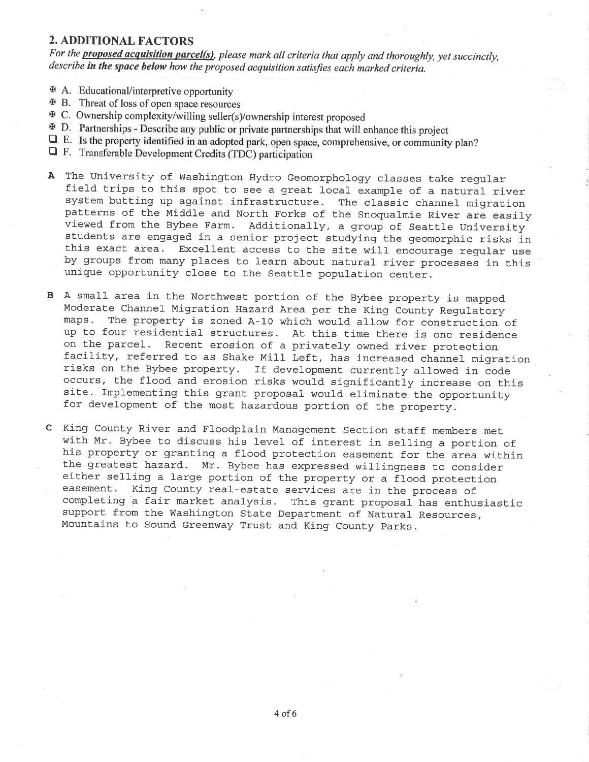## 2. ADDITIONAL FACTORS

*For the* ***proposed acquisition parcel(s)****, please mark all criteria that apply and thoroughly, yet succinctly, describe* ***in the space below*** *how the proposed acquisition satisfies each marked criteria.*

- ☒ A. Educational/interpretive opportunity
- ☒ B. Threat of loss of open space resources
- ☒ C. Ownership complexity/willing seller(s)/ownership interest proposed
- ☒ D. Partnerships - Describe any public or private partnerships that will enhance this project
- ☐ E. Is the property identified in an adopted park, open space, comprehensive, or community plan?
- ☐ F. Transferable Development Credits (TDC) participation

**A** The University of Washington Hydro Geomorphology classes take regular field trips to this spot to see a great local example of a natural river system butting up against infrastructure. The classic channel migration patterns of the Middle and North Forks of the Snoqualmie River are easily viewed from the Bybee Farm. Additionally, a group of Seattle University students are engaged in a senior project studying the geomorphic risks in this exact area. Excellent access to the site will encourage regular use by groups from many places to learn about natural river processes in this unique opportunity close to the Seattle population center.

**B** A small area in the Northwest portion of the Bybee property is mapped Moderate Channel Migration Hazard Area per the King County Regulatory maps. The property is zoned A-10 which would allow for construction of up to four residential structures. At this time there is one residence on the parcel. Recent erosion of a privately owned river protection facility, referred to as Shake Mill Left, has increased channel migration risks on the Bybee property. If development currently allowed in code occurs, the flood and erosion risks would significantly increase on this site. Implementing this grant proposal would eliminate the opportunity for development of the most hazardous portion of the property.

**C** King County River and Floodplain Management Section staff members met with Mr. Bybee to discuss his level of interest in selling a portion of his property or granting a flood protection easement for the area within the greatest hazard. Mr. Bybee has expressed willingness to consider either selling a large portion of the property or a flood protection easement. King County real-estate services are in the process of completing a fair market analysis. This grant proposal has enthusiastic support from the Washington State Department of Natural Resources, Mountains to Sound Greenway Trust and King County Parks.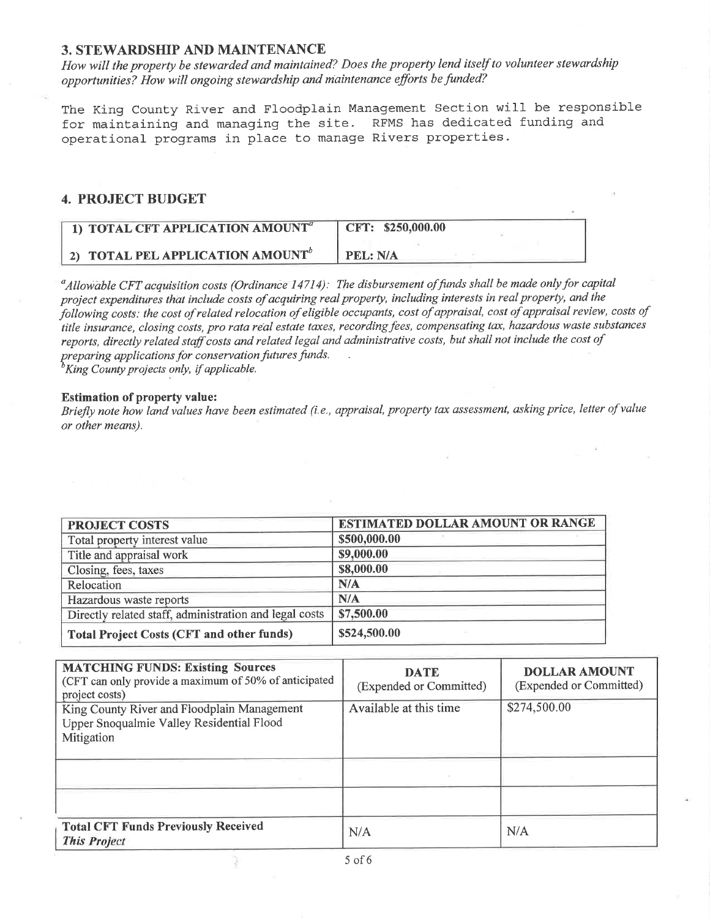## 3. STEWARDSHIP AND MAINTENANCE

*How will the property be stewarded and maintained? Does the property lend itself to volunteer stewardship opportunities? How will ongoing stewardship and maintenance efforts be funded?*

The King County River and Floodplain Management Section will be responsible for maintaining and managing the site. RFMS has dedicated funding and operational programs in place to manage Rivers properties.

## 4. PROJECT BUDGET

| | |
|---|---|
| **1) TOTAL CFT APPLICATION AMOUNT**[a] | **CFT: $250,000.00** |
| **2) TOTAL PEL APPLICATION AMOUNT**[b] | **PEL: N/A** |

[a]*Allowable CFT acquisition costs (Ordinance 14714): The disbursement of funds shall be made only for capital project expenditures that include costs of acquiring real property, including interests in real property, and the following costs: the cost of related relocation of eligible occupants, cost of appraisal, cost of appraisal review, costs of title insurance, closing costs, pro rata real estate taxes, recording fees, compensating tax, hazardous waste substances reports, directly related staff costs and related legal and administrative costs, but shall not include the cost of preparing applications for conservation futures funds.*
[b]*King County projects only, if applicable.*

**Estimation of property value:**
*Briefly note how land values have been estimated (i.e., appraisal, property tax assessment, asking price, letter of value or other means).*

| PROJECT COSTS | ESTIMATED DOLLAR AMOUNT OR RANGE |
|---|---|
| Total property interest value | $500,000.00 |
| Title and appraisal work | $9,000.00 |
| Closing, fees, taxes | $8,000.00 |
| Relocation | N/A |
| Hazardous waste reports | N/A |
| Directly related staff, administration and legal costs | $7,500.00 |
| **Total Project Costs (CFT and other funds)** | $524,500.00 |

| **MATCHING FUNDS: Existing Sources** (CFT can only provide a maximum of 50% of anticipated project costs) | **DATE** (Expended or Committed) | **DOLLAR AMOUNT** (Expended or Committed) |
|---|---|---|
| King County River and Floodplain Management Upper Snoqualmie Valley Residential Flood Mitigation | Available at this time | $274,500.00 |
| | | |
| | | |
| **Total CFT Funds Previously Received** ***This Project*** | N/A | N/A |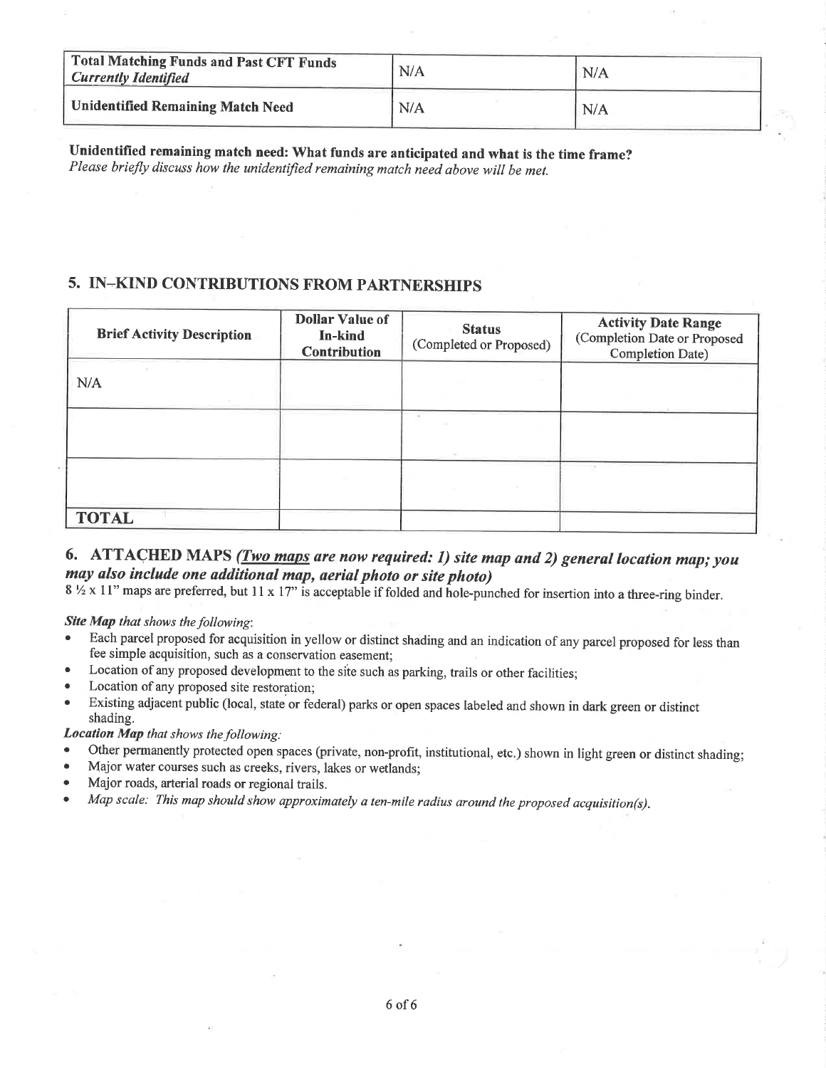| Total Matching Funds and Past CFT Funds *Currently Identified* | N/A | N/A |
|---|---|---|
| **Unidentified Remaining Match Need** | N/A | N/A |

**Unidentified remaining match need: What funds are anticipated and what is the time frame?**
*Please briefly discuss how the unidentified remaining match need above will be met.*

## 5. IN-KIND CONTRIBUTIONS FROM PARTNERSHIPS

| Brief Activity Description | Dollar Value of In-kind Contribution | Status (Completed or Proposed) | Activity Date Range (Completion Date or Proposed Completion Date) |
|---|---|---|---|
| N/A | | | |
| | | | |
| | | | |
| **TOTAL** | | | |

## 6. ATTACHED MAPS *(Two maps are now required: 1) site map and 2) general location map; you may also include one additional map, aerial photo or site photo)*

8 ½ x 11" maps are preferred, but 11 x 17" is acceptable if folded and hole-punched for insertion into a three-ring binder.

***Site Map** that shows the following:*

- Each parcel proposed for acquisition in yellow or distinct shading and an indication of any parcel proposed for less than fee simple acquisition, such as a conservation easement;
- Location of any proposed development to the site such as parking, trails or other facilities;
- Location of any proposed site restoration;
- Existing adjacent public (local, state or federal) parks or open spaces labeled and shown in dark green or distinct shading.

***Location Map** that shows the following:*

- Other permanently protected open spaces (private, non-profit, institutional, etc.) shown in light green or distinct shading;
- Major water courses such as creeks, rivers, lakes or wetlands;
- Major roads, arterial roads or regional trails.
- *Map scale: This map should show approximately a ten-mile radius around the proposed acquisition(s).*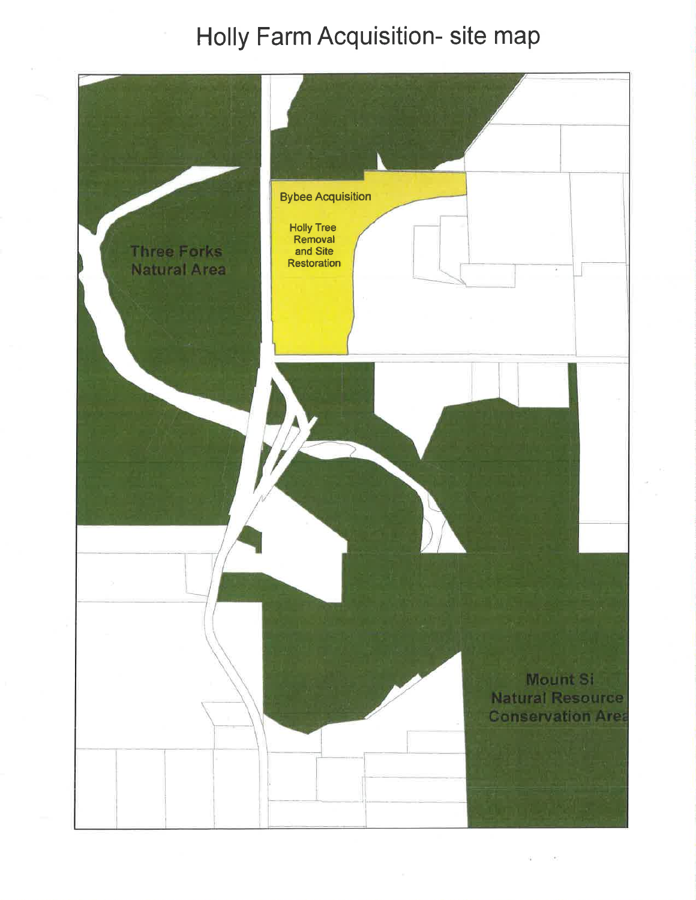# Holly Farm Acquisition- site map

Bybee Acquisition

Holly Tree Removal and Site Restoration

Three Forks Natural Area

Mount Si Natural Resource Conservation Area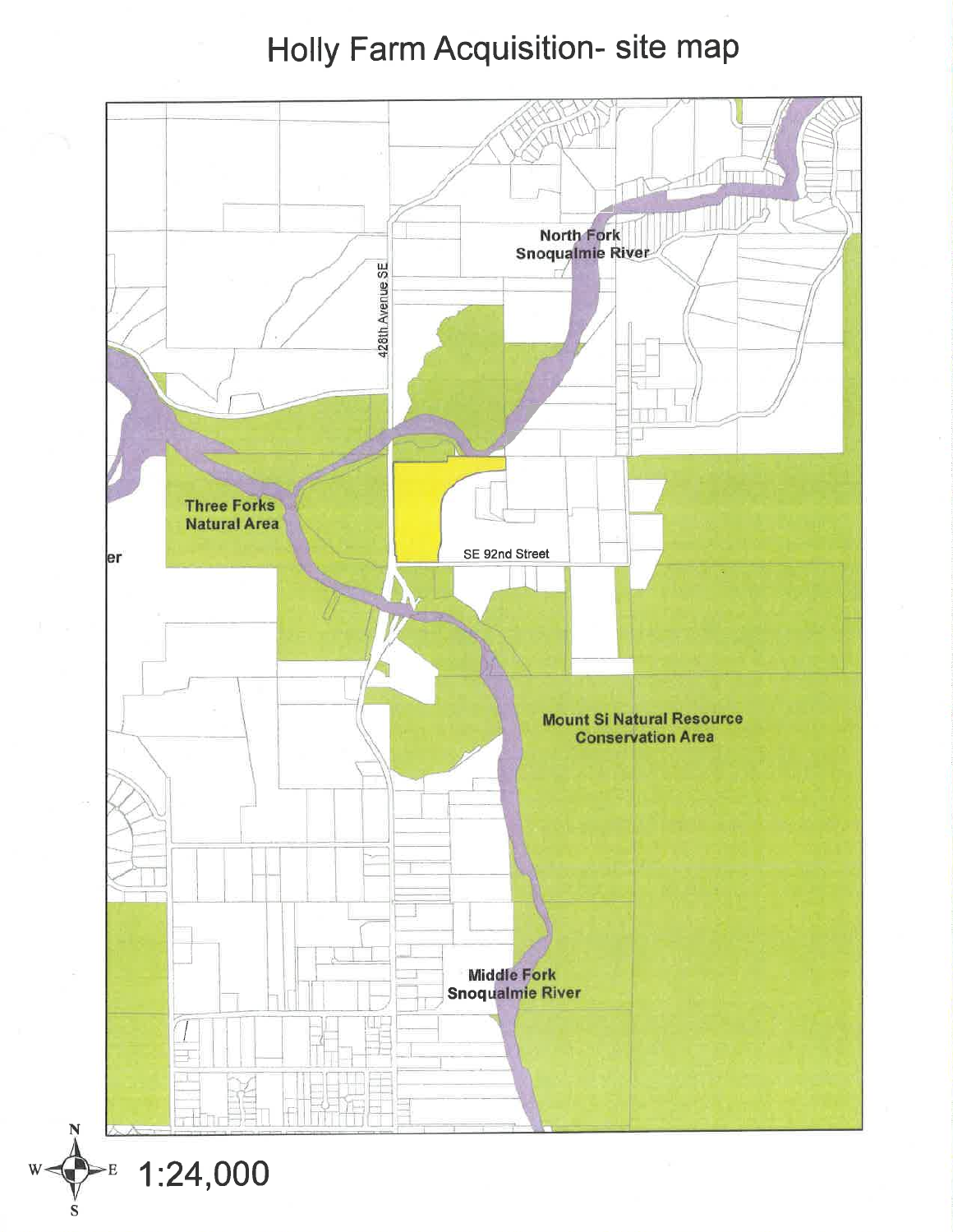# Holly Farm Acquisition- site map

North Fork Snoqualmie River

428th Avenue SE

Three Forks Natural Area

er

SE 92nd Street

Mount Si Natural Resource Conservation Area

Middle Fork Snoqualmie River

N
W E
S

1:24,000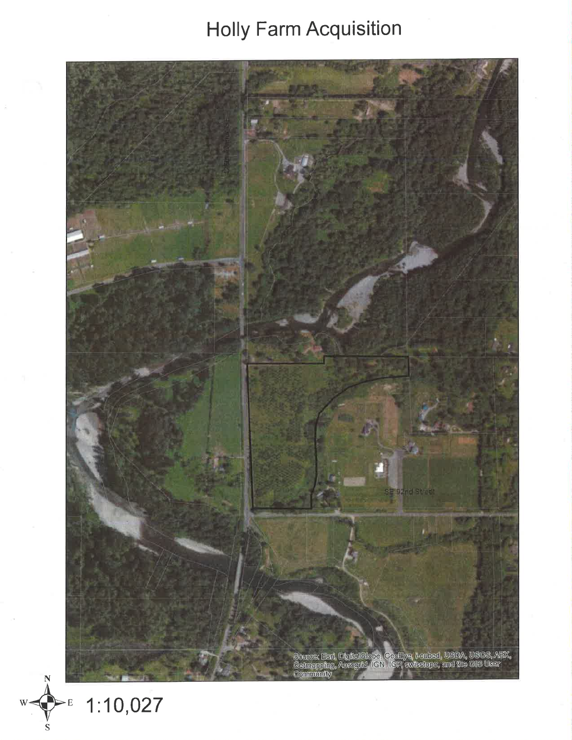# Holly Farm Acquisition

SE 92nd Street

Source: Esri, DigitalGlobe, GeoEye, i-cubed, USDA, USGS, AEX, Getmapping, Aerogrid, IGN, IGP, swisstopo, and the GIS User Community

N
W E
S

1:10,027